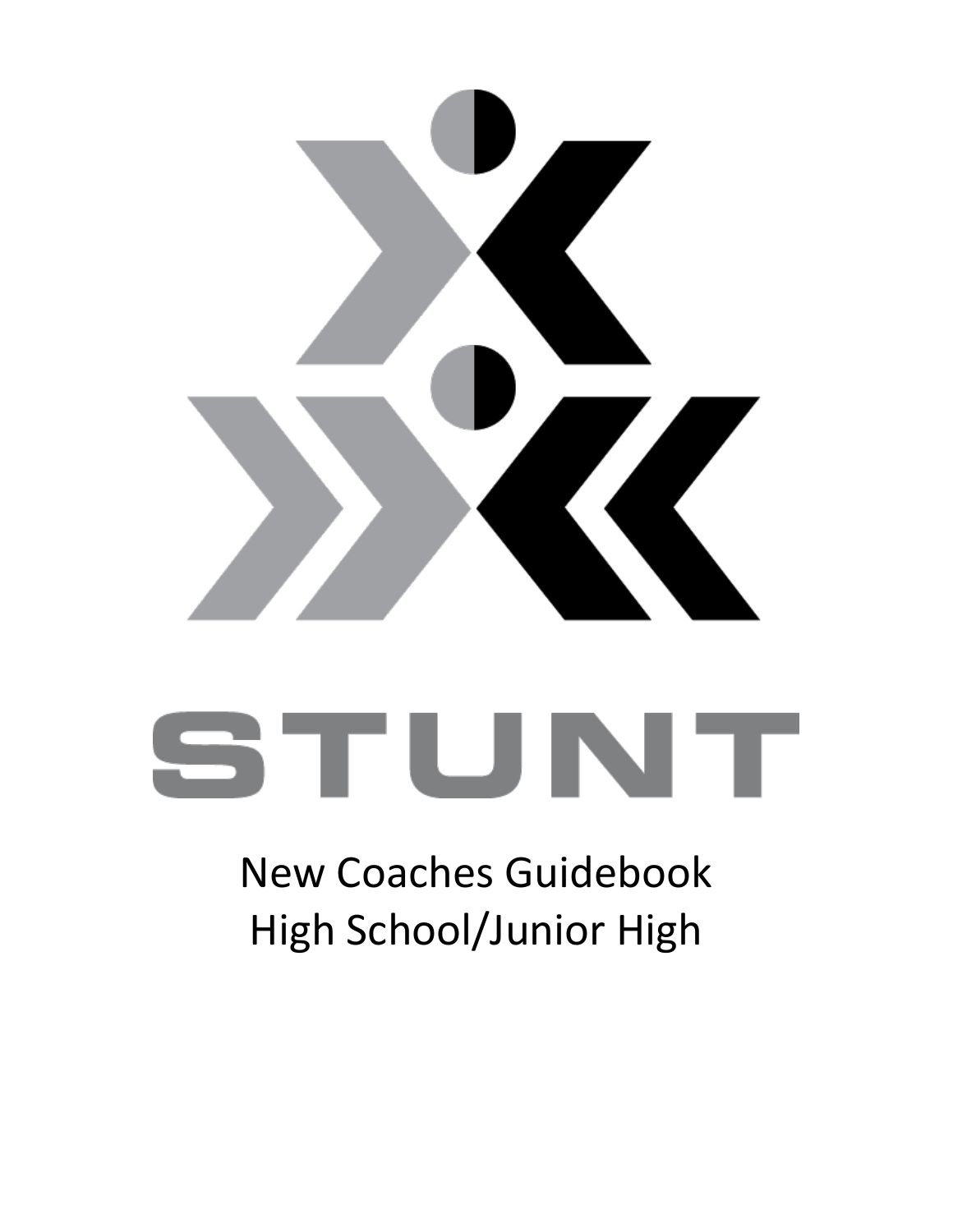# STUNT

New Coaches Guidebook
High School/Junior High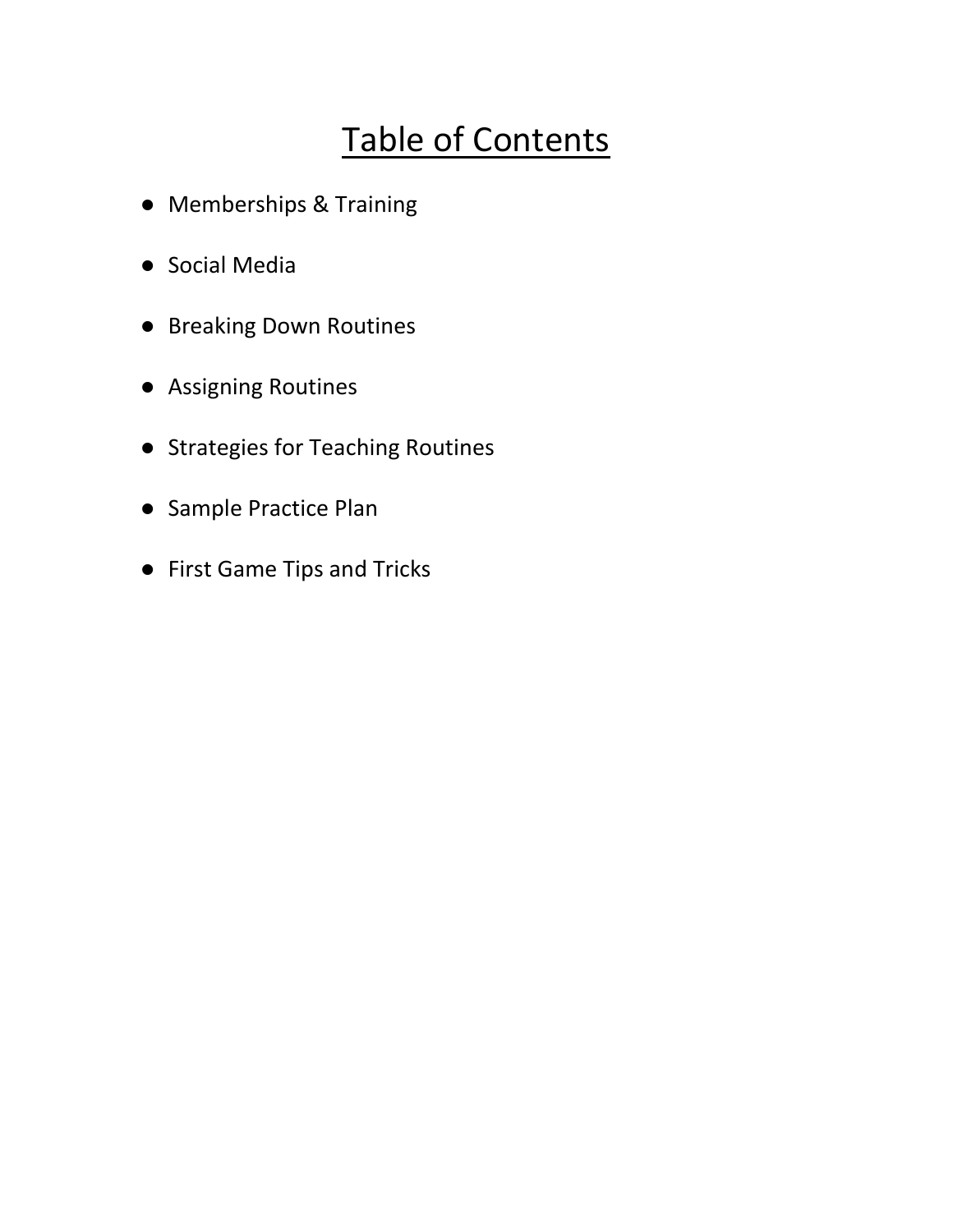# Table of Contents

- Memberships & Training
- Social Media
- Breaking Down Routines
- Assigning Routines
- Strategies for Teaching Routines
- Sample Practice Plan
- First Game Tips and Tricks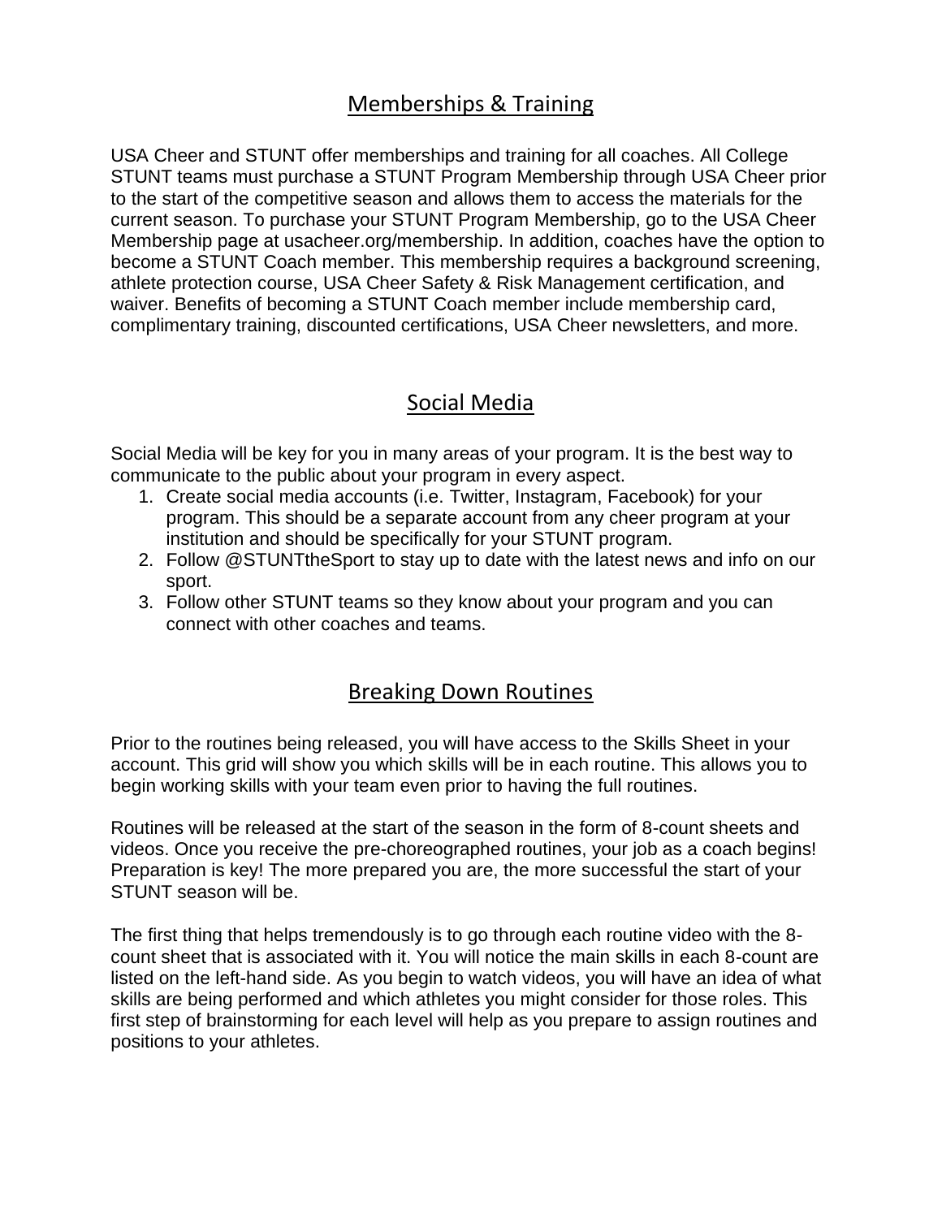## Memberships & Training

USA Cheer and STUNT offer memberships and training for all coaches. All College STUNT teams must purchase a STUNT Program Membership through USA Cheer prior to the start of the competitive season and allows them to access the materials for the current season. To purchase your STUNT Program Membership, go to the USA Cheer Membership page at usacheer.org/membership. In addition, coaches have the option to become a STUNT Coach member. This membership requires a background screening, athlete protection course, USA Cheer Safety & Risk Management certification, and waiver. Benefits of becoming a STUNT Coach member include membership card, complimentary training, discounted certifications, USA Cheer newsletters, and more.

## Social Media

Social Media will be key for you in many areas of your program. It is the best way to communicate to the public about your program in every aspect.

1. Create social media accounts (i.e. Twitter, Instagram, Facebook) for your program. This should be a separate account from any cheer program at your institution and should be specifically for your STUNT program.
2. Follow @STUNTtheSport to stay up to date with the latest news and info on our sport.
3. Follow other STUNT teams so they know about your program and you can connect with other coaches and teams.

## Breaking Down Routines

Prior to the routines being released, you will have access to the Skills Sheet in your account. This grid will show you which skills will be in each routine. This allows you to begin working skills with your team even prior to having the full routines.

Routines will be released at the start of the season in the form of 8-count sheets and videos. Once you receive the pre-choreographed routines, your job as a coach begins! Preparation is key! The more prepared you are, the more successful the start of your STUNT season will be.

The first thing that helps tremendously is to go through each routine video with the 8-count sheet that is associated with it. You will notice the main skills in each 8-count are listed on the left-hand side. As you begin to watch videos, you will have an idea of what skills are being performed and which athletes you might consider for those roles. This first step of brainstorming for each level will help as you prepare to assign routines and positions to your athletes.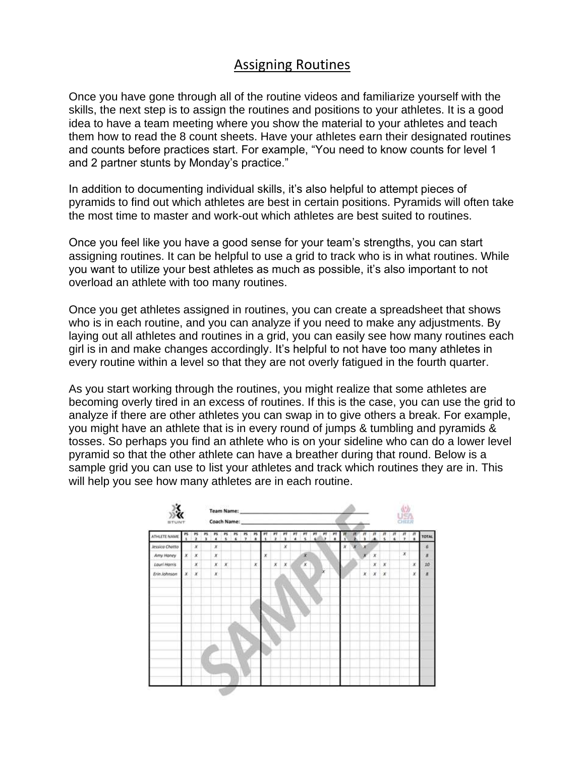# Assigning Routines

Once you have gone through all of the routine videos and familiarize yourself with the skills, the next step is to assign the routines and positions to your athletes. It is a good idea to have a team meeting where you show the material to your athletes and teach them how to read the 8 count sheets. Have your athletes earn their designated routines and counts before practices start. For example, "You need to know counts for level 1 and 2 partner stunts by Monday's practice."

In addition to documenting individual skills, it's also helpful to attempt pieces of pyramids to find out which athletes are best in certain positions. Pyramids will often take the most time to master and work-out which athletes are best suited to routines.

Once you feel like you have a good sense for your team's strengths, you can start assigning routines. It can be helpful to use a grid to track who is in what routines. While you want to utilize your best athletes as much as possible, it's also important to not overload an athlete with too many routines.

Once you get athletes assigned in routines, you can create a spreadsheet that shows who is in each routine, and you can analyze if you need to make any adjustments. By laying out all athletes and routines in a grid, you can easily see how many routines each girl is in and make changes accordingly. It's helpful to not have too many athletes in every routine within a level so that they are not overly fatigued in the fourth quarter.

As you start working through the routines, you might realize that some athletes are becoming overly tired in an excess of routines. If this is the case, you can use the grid to analyze if there are other athletes you can swap in to give others a break. For example, you might have an athlete that is in every round of jumps & tumbling and pyramids & tosses. So perhaps you find an athlete who is on your sideline who can do a lower level pyramid so that the other athlete can have a breather during that round. Below is a sample grid you can use to list your athletes and track which routines they are in. This will help you see how many athletes are in each routine.

Team Name: ______________________

Coach Name: ______________________

| ATHLETE NAME | PS 1 | PS 2 | PS 3 | PS 4 | PS 5 | PS 6 | PS 7 | PS 8 | PT 1 | PT 2 | PT 3 | PT 4 | PT 5 | PT 6 | PT 7 | PT 8 | JT 1 | JT 2 | JT 3 | JT 4 | JT 5 | JT 6 | JT 7 | JT 8 | TOTAL |
|---|---|---|---|---|---|---|---|---|---|---|---|---|---|---|---|---|---|---|---|---|---|---|---|---|---|
| Jessica Chatto | | X | | X | | | | | | | X | | | | | | X | X | X | | | | | | 6 |
| Amy Haney | X | X | | X | | | | | X | | | | X | | | | | | X | X | | | X | | 8 |
| Lauri Harris | | X | | X | X | | | X | | X | X | | X | | | | | | | X | X | | | X | 10 |
| Erin Johnson | X | X | | X | | | | | | | | | | | X | | | | X | X | X | | | X | 8 |
| | | | | | | | | | | | | | | | | | | | | | | | | | |
| | | | | | | | | | | | | | | | | | | | | | | | | | |
| | | | | | | | | | | | | | | | | | | | | | | | | | |

SAMPLE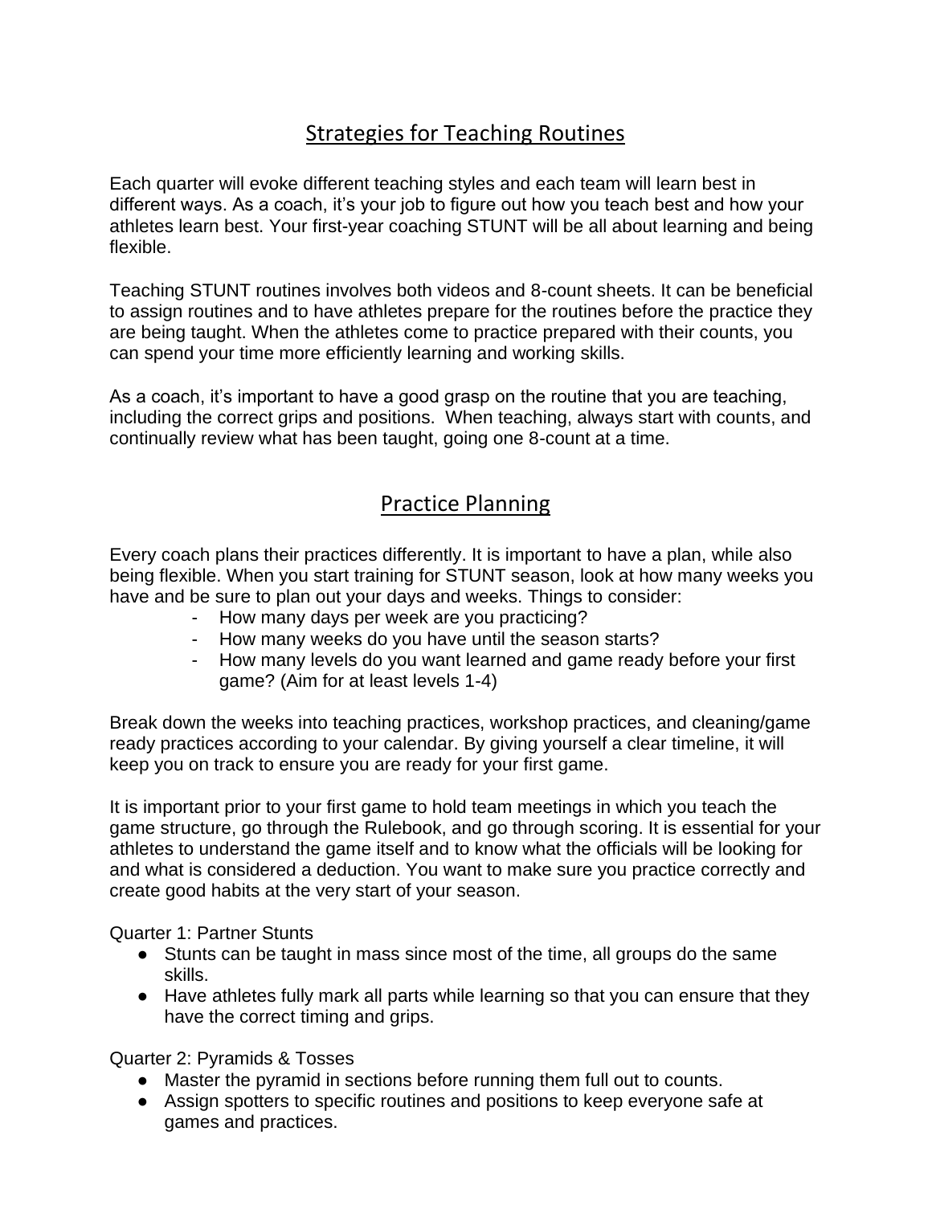## Strategies for Teaching Routines

Each quarter will evoke different teaching styles and each team will learn best in different ways. As a coach, it's your job to figure out how you teach best and how your athletes learn best. Your first-year coaching STUNT will be all about learning and being flexible.

Teaching STUNT routines involves both videos and 8-count sheets. It can be beneficial to assign routines and to have athletes prepare for the routines before the practice they are being taught. When the athletes come to practice prepared with their counts, you can spend your time more efficiently learning and working skills.

As a coach, it's important to have a good grasp on the routine that you are teaching, including the correct grips and positions. When teaching, always start with counts, and continually review what has been taught, going one 8-count at a time.

## Practice Planning

Every coach plans their practices differently. It is important to have a plan, while also being flexible. When you start training for STUNT season, look at how many weeks you have and be sure to plan out your days and weeks. Things to consider:

- How many days per week are you practicing?
- How many weeks do you have until the season starts?
- How many levels do you want learned and game ready before your first game? (Aim for at least levels 1-4)

Break down the weeks into teaching practices, workshop practices, and cleaning/game ready practices according to your calendar. By giving yourself a clear timeline, it will keep you on track to ensure you are ready for your first game.

It is important prior to your first game to hold team meetings in which you teach the game structure, go through the Rulebook, and go through scoring. It is essential for your athletes to understand the game itself and to know what the officials will be looking for and what is considered a deduction. You want to make sure you practice correctly and create good habits at the very start of your season.

Quarter 1: Partner Stunts

- Stunts can be taught in mass since most of the time, all groups do the same skills.
- Have athletes fully mark all parts while learning so that you can ensure that they have the correct timing and grips.

Quarter 2: Pyramids & Tosses

- Master the pyramid in sections before running them full out to counts.
- Assign spotters to specific routines and positions to keep everyone safe at games and practices.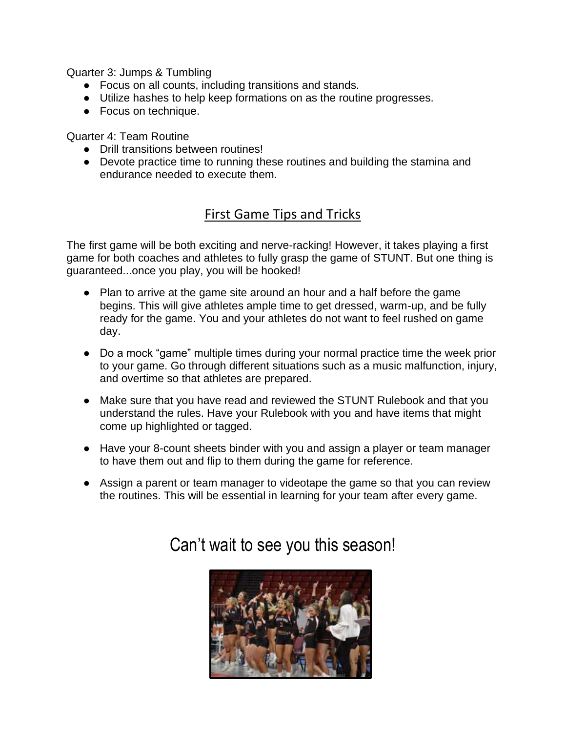Quarter 3: Jumps & Tumbling

- Focus on all counts, including transitions and stands.
- Utilize hashes to help keep formations on as the routine progresses.
- Focus on technique.

Quarter 4: Team Routine

- Drill transitions between routines!
- Devote practice time to running these routines and building the stamina and endurance needed to execute them.

## First Game Tips and Tricks

The first game will be both exciting and nerve-racking! However, it takes playing a first game for both coaches and athletes to fully grasp the game of STUNT. But one thing is guaranteed...once you play, you will be hooked!

- Plan to arrive at the game site around an hour and a half before the game begins. This will give athletes ample time to get dressed, warm-up, and be fully ready for the game. You and your athletes do not want to feel rushed on game day.
- Do a mock "game" multiple times during your normal practice time the week prior to your game. Go through different situations such as a music malfunction, injury, and overtime so that athletes are prepared.
- Make sure that you have read and reviewed the STUNT Rulebook and that you understand the rules. Have your Rulebook with you and have items that might come up highlighted or tagged.
- Have your 8-count sheets binder with you and assign a player or team manager to have them out and flip to them during the game for reference.
- Assign a parent or team manager to videotape the game so that you can review the routines. This will be essential in learning for your team after every game.

# Can't wait to see you this season!